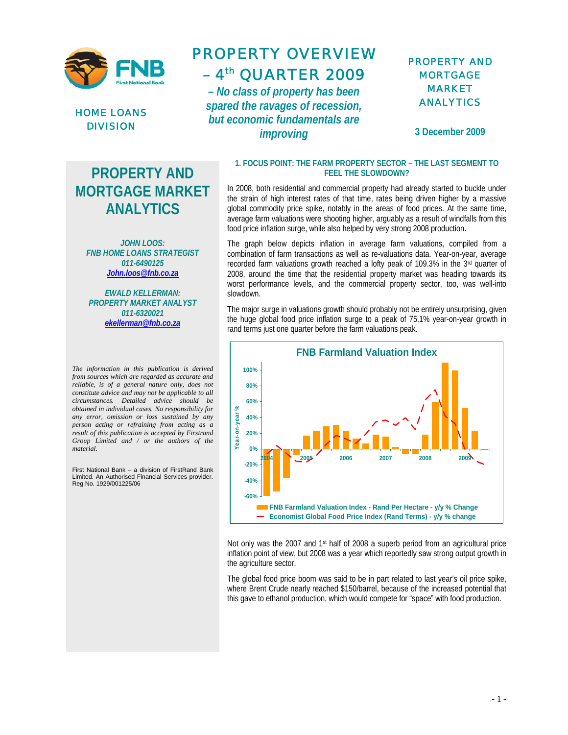HOME LOANS DIVISION

# PROPERTY OVERVIEW – 4th QUARTER 2009

***– No class of property has been spared the ravages of recession, but economic fundamentals are improving***

PROPERTY AND MORTGAGE MARKET ANALYTICS

**3 December 2009**

## PROPERTY AND MORTGAGE MARKET ANALYTICS

***JOHN LOOS:***
***FNB HOME LOANS STRATEGIST***
***011-6490125***
***John.loos@fnb.co.za***

***EWALD KELLERMAN:***
***PROPERTY MARKET ANALYST***
***011-6320021***
***ekellerman@fnb.co.za***

*The information in this publication is derived from sources which are regarded as accurate and reliable, is of a general nature only, does not constitute advice and may not be applicable to all circumstances. Detailed advice should be obtained in individual cases. No responsibility for any error, omission or loss sustained by any person acting or refraining from acting as a result of this publication is accepted by Firstrand Group Limited and / or the authors of the material.*

First National Bank – a division of FirstRand Bank Limited. An Authorised Financial Services provider. Reg No. 1929/001225/06

### 1. FOCUS POINT: THE FARM PROPERTY SECTOR – THE LAST SEGMENT TO FEEL THE SLOWDOWN?

In 2008, both residential and commercial property had already started to buckle under the strain of high interest rates of that time, rates being driven higher by a massive global commodity price spike, notably in the areas of food prices. At the same time, average farm valuations were shooting higher, arguably as a result of windfalls from this food price inflation surge, while also helped by very strong 2008 production.

The graph below depicts inflation in average farm valuations, compiled from a combination of farm transactions as well as re-valuations data. Year-on-year, average recorded farm valuations growth reached a lofty peak of 109.3% in the 3rd quarter of 2008, around the time that the residential property market was heading towards its worst performance levels, and the commercial property sector, too, was well-into slowdown.

The major surge in valuations growth should probably not be entirely unsurprising, given the huge global food price inflation surge to a peak of 75.1% year-on-year growth in rand terms just one quarter before the farm valuations peak.

**FNB Farmland Valuation Index**

Not only was the 2007 and 1st half of 2008 a superb period from an agricultural price inflation point of view, but 2008 was a year which reportedly saw strong output growth in the agriculture sector.

The global food price boom was said to be in part related to last year's oil price spike, where Brent Crude nearly reached $150/barrel, because of the increased potential that this gave to ethanol production, which would compete for "space" with food production.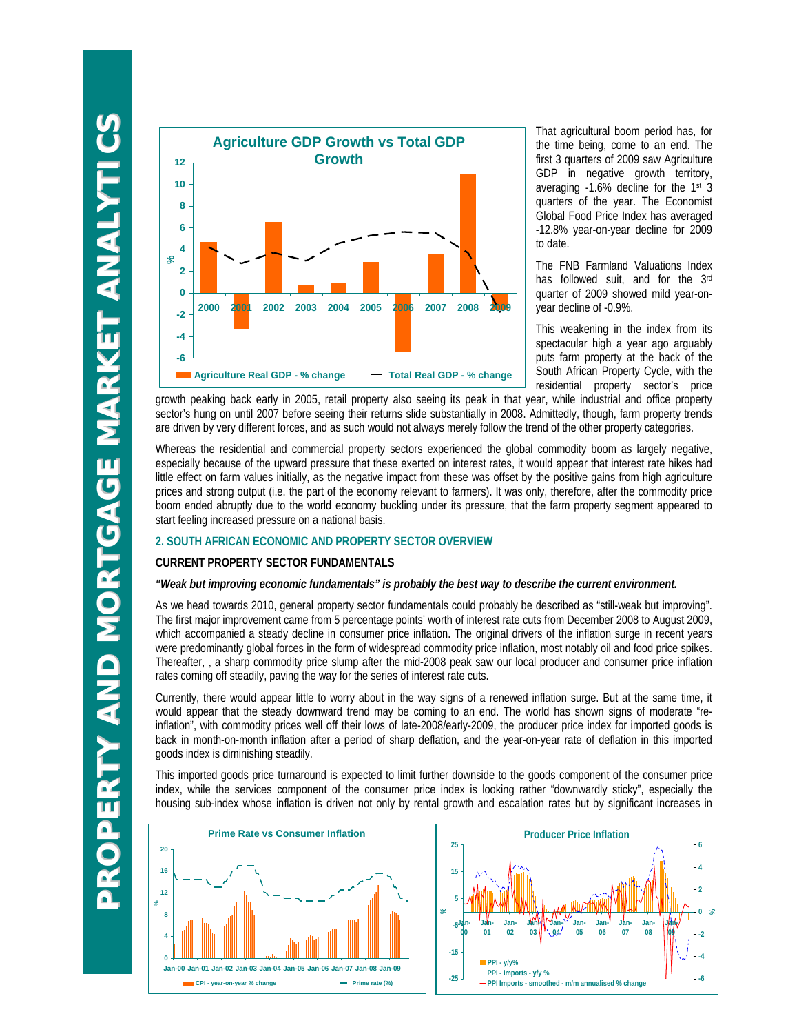That agricultural boom period has, for the time being, come to an end. The first 3 quarters of 2009 saw Agriculture GDP in negative growth territory, averaging -1.6% decline for the 1st 3 quarters of the year. The Economist Global Food Price Index has averaged -12.8% year-on-year decline for 2009 to date.

The FNB Farmland Valuations Index has followed suit, and for the 3rd quarter of 2009 showed mild year-on-year decline of -0.9%.

This weakening in the index from its spectacular high a year ago arguably puts farm property at the back of the South African Property Cycle, with the residential property sector's price growth peaking back early in 2005, retail property also seeing its peak in that year, while industrial and office property sector's hung on until 2007 before seeing their returns slide substantially in 2008. Admittedly, though, farm property trends are driven by very different forces, and as such would not always merely follow the trend of the other property categories.

Whereas the residential and commercial property sectors experienced the global commodity boom as largely negative, especially because of the upward pressure that these exerted on interest rates, it would appear that interest rate hikes had little effect on farm values initially, as the negative impact from these was offset by the positive gains from high agriculture prices and strong output (i.e. the part of the economy relevant to farmers). It was only, therefore, after the commodity price boom ended abruptly due to the world economy buckling under its pressure, that the farm property segment appeared to start feeling increased pressure on a national basis.

## 2. SOUTH AFRICAN ECONOMIC AND PROPERTY SECTOR OVERVIEW

### CURRENT PROPERTY SECTOR FUNDAMENTALS

***"Weak but improving economic fundamentals" is probably the best way to describe the current environment.***

As we head towards 2010, general property sector fundamentals could probably be described as "still-weak but improving". The first major improvement came from 5 percentage points' worth of interest rate cuts from December 2008 to August 2009, which accompanied a steady decline in consumer price inflation. The original drivers of the inflation surge in recent years were predominantly global forces in the form of widespread commodity price inflation, most notably oil and food price spikes. Thereafter, , a sharp commodity price slump after the mid-2008 peak saw our local producer and consumer price inflation rates coming off steadily, paving the way for the series of interest rate cuts.

Currently, there would appear little to worry about in the way signs of a renewed inflation surge. But at the same time, it would appear that the steady downward trend may be coming to an end. The world has shown signs of moderate "re-inflation", with commodity prices well off their lows of late-2008/early-2009, the producer price index for imported goods is back in month-on-month inflation after a period of sharp deflation, and the year-on-year rate of deflation in this imported goods index is diminishing steadily.

This imported goods price turnaround is expected to limit further downside to the goods component of the consumer price index, while the services component of the consumer price index is looking rather "downwardly sticky", especially the housing sub-index whose inflation is driven not only by rental growth and escalation rates but by significant increases in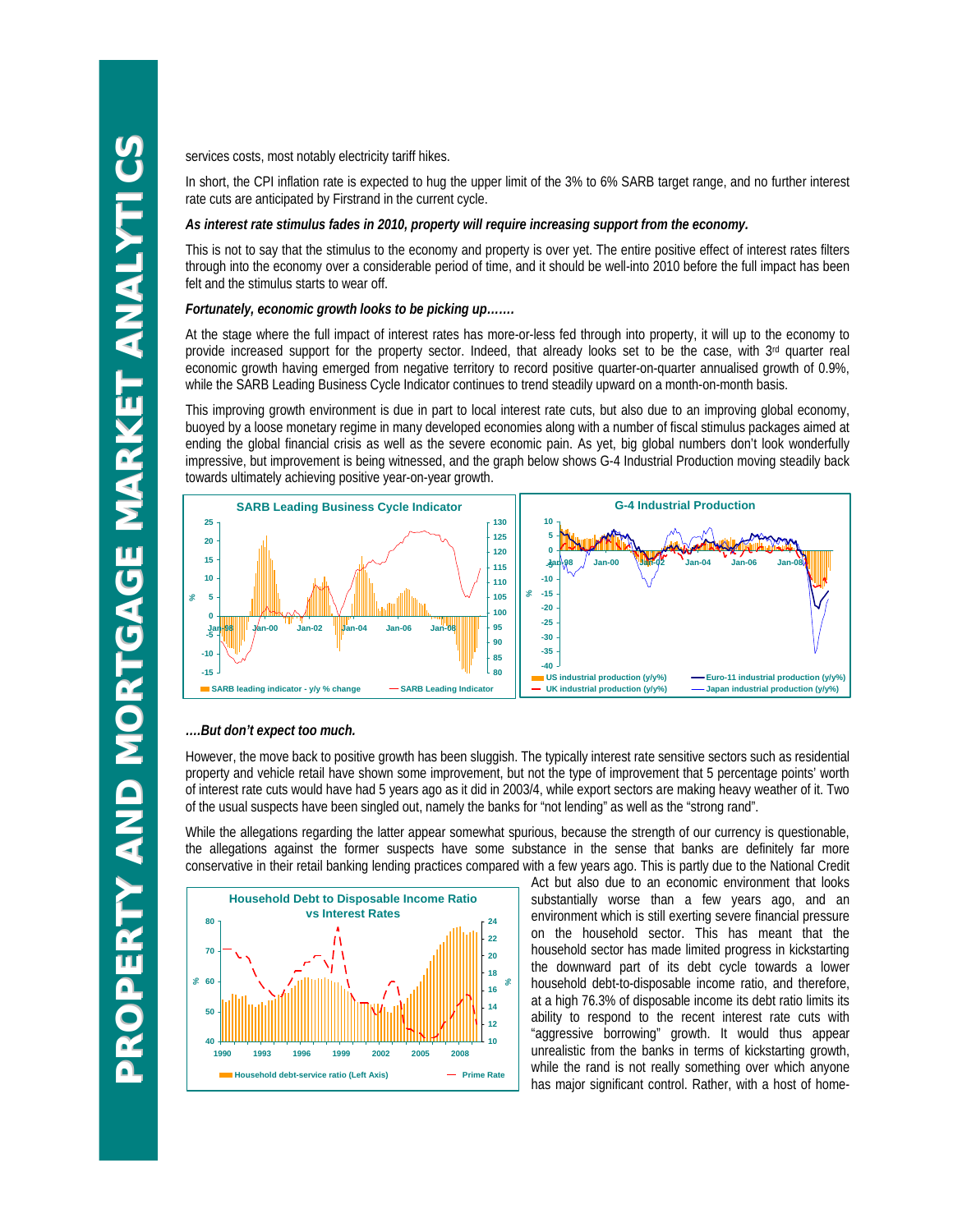services costs, most notably electricity tariff hikes.

In short, the CPI inflation rate is expected to hug the upper limit of the 3% to 6% SARB target range, and no further interest rate cuts are anticipated by Firstrand in the current cycle.

***As interest rate stimulus fades in 2010, property will require increasing support from the economy.***

This is not to say that the stimulus to the economy and property is over yet. The entire positive effect of interest rates filters through into the economy over a considerable period of time, and it should be well-into 2010 before the full impact has been felt and the stimulus starts to wear off.

***Fortunately, economic growth looks to be picking up…….***

At the stage where the full impact of interest rates has more-or-less fed through into property, it will up to the economy to provide increased support for the property sector. Indeed, that already looks set to be the case, with 3rd quarter real economic growth having emerged from negative territory to record positive quarter-on-quarter annualised growth of 0.9%, while the SARB Leading Business Cycle Indicator continues to trend steadily upward on a month-on-month basis.

This improving growth environment is due in part to local interest rate cuts, but also due to an improving global economy, buoyed by a loose monetary regime in many developed economies along with a number of fiscal stimulus packages aimed at ending the global financial crisis as well as the severe economic pain. As yet, big global numbers don't look wonderfully impressive, but improvement is being witnessed, and the graph below shows G-4 Industrial Production moving steadily back towards ultimately achieving positive year-on-year growth.

***….But don't expect too much.***

However, the move back to positive growth has been sluggish. The typically interest rate sensitive sectors such as residential property and vehicle retail have shown some improvement, but not the type of improvement that 5 percentage points' worth of interest rate cuts would have had 5 years ago as it did in 2003/4, while export sectors are making heavy weather of it. Two of the usual suspects have been singled out, namely the banks for "not lending" as well as the "strong rand".

While the allegations regarding the latter appear somewhat spurious, because the strength of our currency is questionable, the allegations against the former suspects have some substance in the sense that banks are definitely far more conservative in their retail banking lending practices compared with a few years ago. This is partly due to the National Credit Act but also due to an economic environment that looks substantially worse than a few years ago, and an environment which is still exerting severe financial pressure on the household sector. This has meant that the household sector has made limited progress in kickstarting the downward part of its debt cycle towards a lower household debt-to-disposable income ratio, and therefore, at a high 76.3% of disposable income its debt ratio limits its ability to respond to the recent interest rate cuts with "aggressive borrowing" growth. It would thus appear unrealistic from the banks in terms of kickstarting growth, while the rand is not really something over which anyone has major significant control. Rather, with a host of home-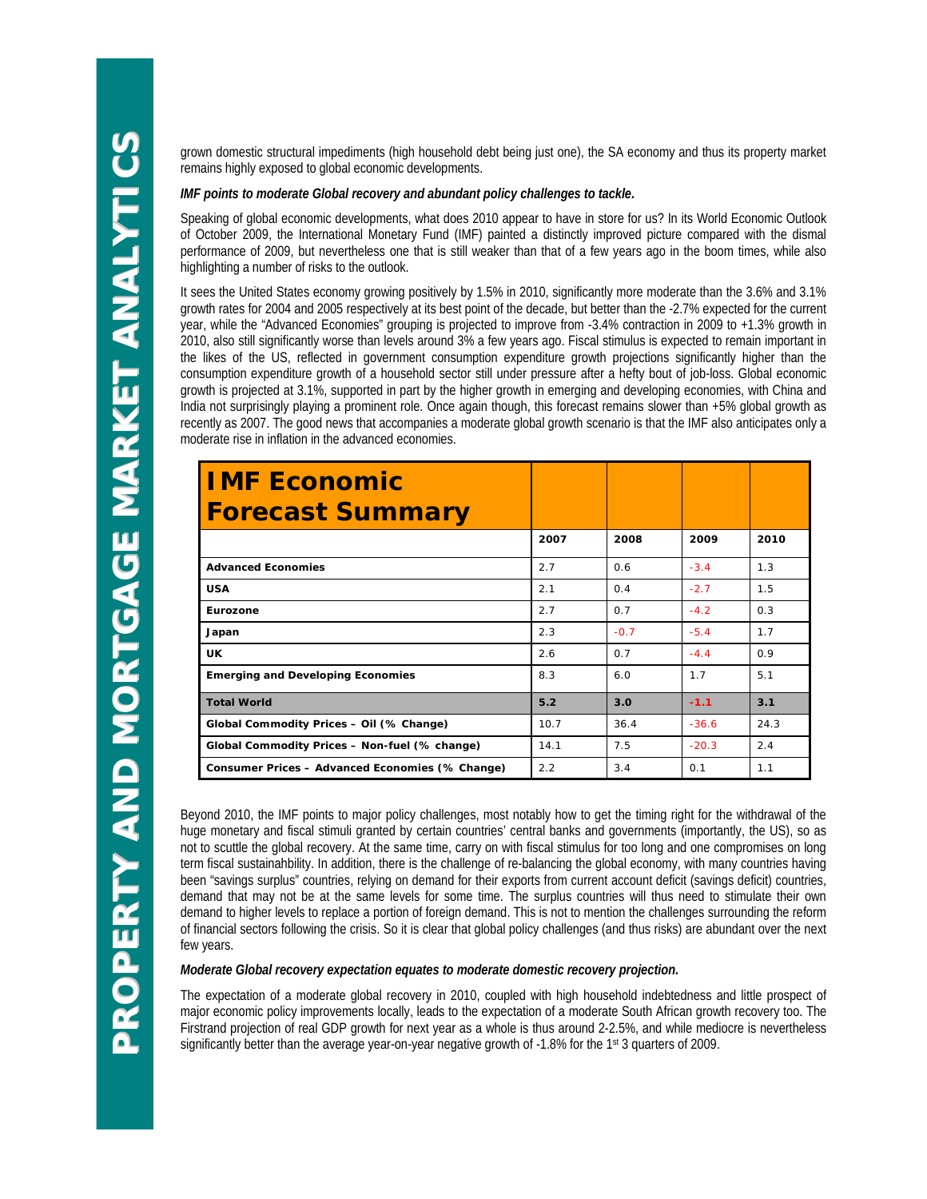grown domestic structural impediments (high household debt being just one), the SA economy and thus its property market remains highly exposed to global economic developments.

***IMF points to moderate Global recovery and abundant policy challenges to tackle.***

Speaking of global economic developments, what does 2010 appear to have in store for us? In its World Economic Outlook of October 2009, the International Monetary Fund (IMF) painted a distinctly improved picture compared with the dismal performance of 2009, but nevertheless one that is still weaker than that of a few years ago in the boom times, while also highlighting a number of risks to the outlook.

It sees the United States economy growing positively by 1.5% in 2010, significantly more moderate than the 3.6% and 3.1% growth rates for 2004 and 2005 respectively at its best point of the decade, but better than the -2.7% expected for the current year, while the "Advanced Economies" grouping is projected to improve from -3.4% contraction in 2009 to +1.3% growth in 2010, also still significantly worse than levels around 3% a few years ago. Fiscal stimulus is expected to remain important in the likes of the US, reflected in government consumption expenditure growth projections significantly higher than the consumption expenditure growth of a household sector still under pressure after a hefty bout of job-loss. Global economic growth is projected at 3.1%, supported in part by the higher growth in emerging and developing economies, with China and India not surprisingly playing a prominent role. Once again though, this forecast remains slower than +5% global growth as recently as 2007. The good news that accompanies a moderate global growth scenario is that the IMF also anticipates only a moderate rise in inflation in the advanced economies.

| IMF Economic Forecast Summary | 2007 | 2008 | 2009 | 2010 |
|---|---|---|---|---|
| **Advanced Economies** | 2.7 | 0.6 | -3.4 | 1.3 |
| **USA** | 2.1 | 0.4 | -2.7 | 1.5 |
| **Eurozone** | 2.7 | 0.7 | -4.2 | 0.3 |
| **Japan** | 2.3 | -0.7 | -5.4 | 1.7 |
| **UK** | 2.6 | 0.7 | -4.4 | 0.9 |
| **Emerging and Developing Economies** | 8.3 | 6.0 | 1.7 | 5.1 |
| **Total World** | **5.2** | **3.0** | **-1.1** | **3.1** |
| **Global Commodity Prices – Oil (% Change)** | 10.7 | 36.4 | -36.6 | 24.3 |
| **Global Commodity Prices – Non-fuel (% change)** | 14.1 | 7.5 | -20.3 | 2.4 |
| **Consumer Prices – Advanced Economies (% Change)** | 2.2 | 3.4 | 0.1 | 1.1 |

Beyond 2010, the IMF points to major policy challenges, most notably how to get the timing right for the withdrawal of the huge monetary and fiscal stimuli granted by certain countries' central banks and governments (importantly, the US), so as not to scuttle the global recovery. At the same time, carry on with fiscal stimulus for too long and one compromises on long term fiscal sustainahbility. In addition, there is the challenge of re-balancing the global economy, with many countries having been "savings surplus" countries, relying on demand for their exports from current account deficit (savings deficit) countries, demand that may not be at the same levels for some time. The surplus countries will thus need to stimulate their own demand to higher levels to replace a portion of foreign demand. This is not to mention the challenges surrounding the reform of financial sectors following the crisis. So it is clear that global policy challenges (and thus risks) are abundant over the next few years.

***Moderate Global recovery expectation equates to moderate domestic recovery projection.***

The expectation of a moderate global recovery in 2010, coupled with high household indebtedness and little prospect of major economic policy improvements locally, leads to the expectation of a moderate South African growth recovery too. The Firstrand projection of real GDP growth for next year as a whole is thus around 2-2.5%, and while mediocre is nevertheless significantly better than the average year-on-year negative growth of -1.8% for the 1st 3 quarters of 2009.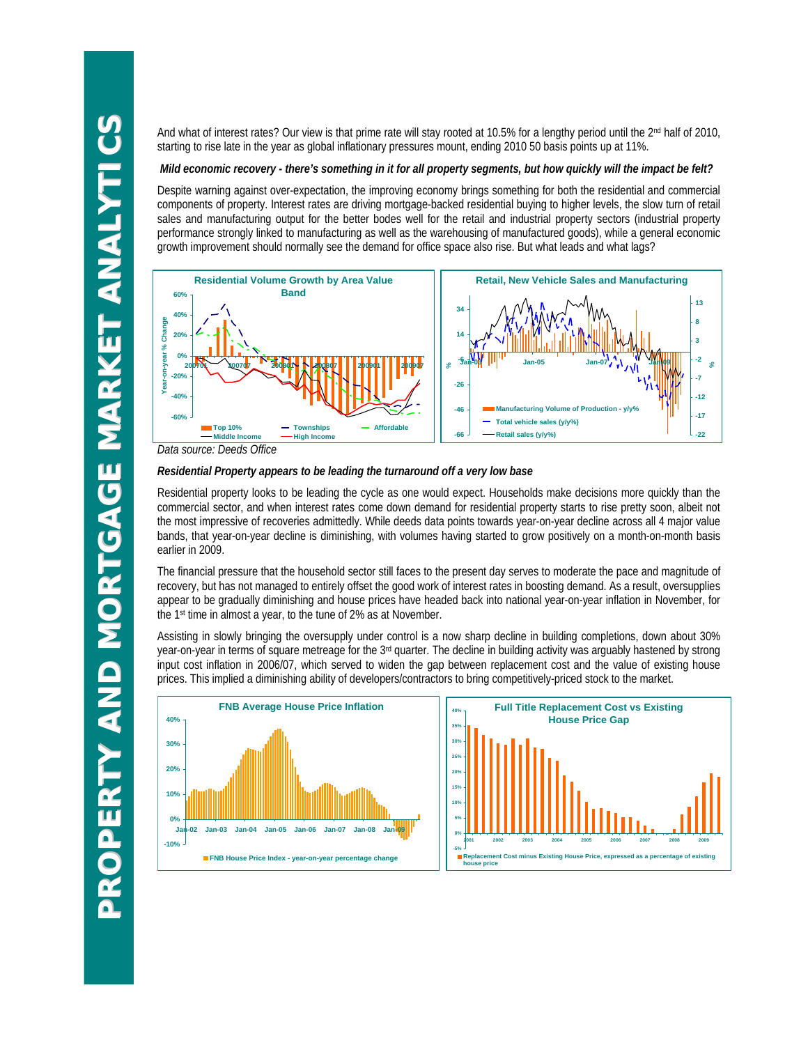And what of interest rates? Our view is that prime rate will stay rooted at 10.5% for a lengthy period until the 2nd half of 2010, starting to rise late in the year as global inflationary pressures mount, ending 2010 50 basis points up at 11%.

***Mild economic recovery - there's something in it for all property segments, but how quickly will the impact be felt?***

Despite warning against over-expectation, the improving economy brings something for both the residential and commercial components of property. Interest rates are driving mortgage-backed residential buying to higher levels, the slow turn of retail sales and manufacturing output for the better bodes well for the retail and industrial property sectors (industrial property performance strongly linked to manufacturing as well as the warehousing of manufactured goods), while a general economic growth improvement should normally see the demand for office space also rise. But what leads and what lags?

Residential Volume Growth by Area Value Band

Retail, New Vehicle Sales and Manufacturing

*Data source: Deeds Office*

***Residential Property appears to be leading the turnaround off a very low base***

Residential property looks to be leading the cycle as one would expect. Households make decisions more quickly than the commercial sector, and when interest rates come down demand for residential property starts to rise pretty soon, albeit not the most impressive of recoveries admittedly. While deeds data points towards year-on-year decline across all 4 major value bands, that year-on-year decline is diminishing, with volumes having started to grow positively on a month-on-month basis earlier in 2009.

The financial pressure that the household sector still faces to the present day serves to moderate the pace and magnitude of recovery, but has not managed to entirely offset the good work of interest rates in boosting demand. As a result, oversupplies appear to be gradually diminishing and house prices have headed back into national year-on-year inflation in November, for the 1st time in almost a year, to the tune of 2% as at November.

Assisting in slowly bringing the oversupply under control is a now sharp decline in building completions, down about 30% year-on-year in terms of square metreage for the 3rd quarter. The decline in building activity was arguably hastened by strong input cost inflation in 2006/07, which served to widen the gap between replacement cost and the value of existing house prices. This implied a diminishing ability of developers/contractors to bring competitively-priced stock to the market.

FNB Average House Price Inflation

Full Title Replacement Cost vs Existing House Price Gap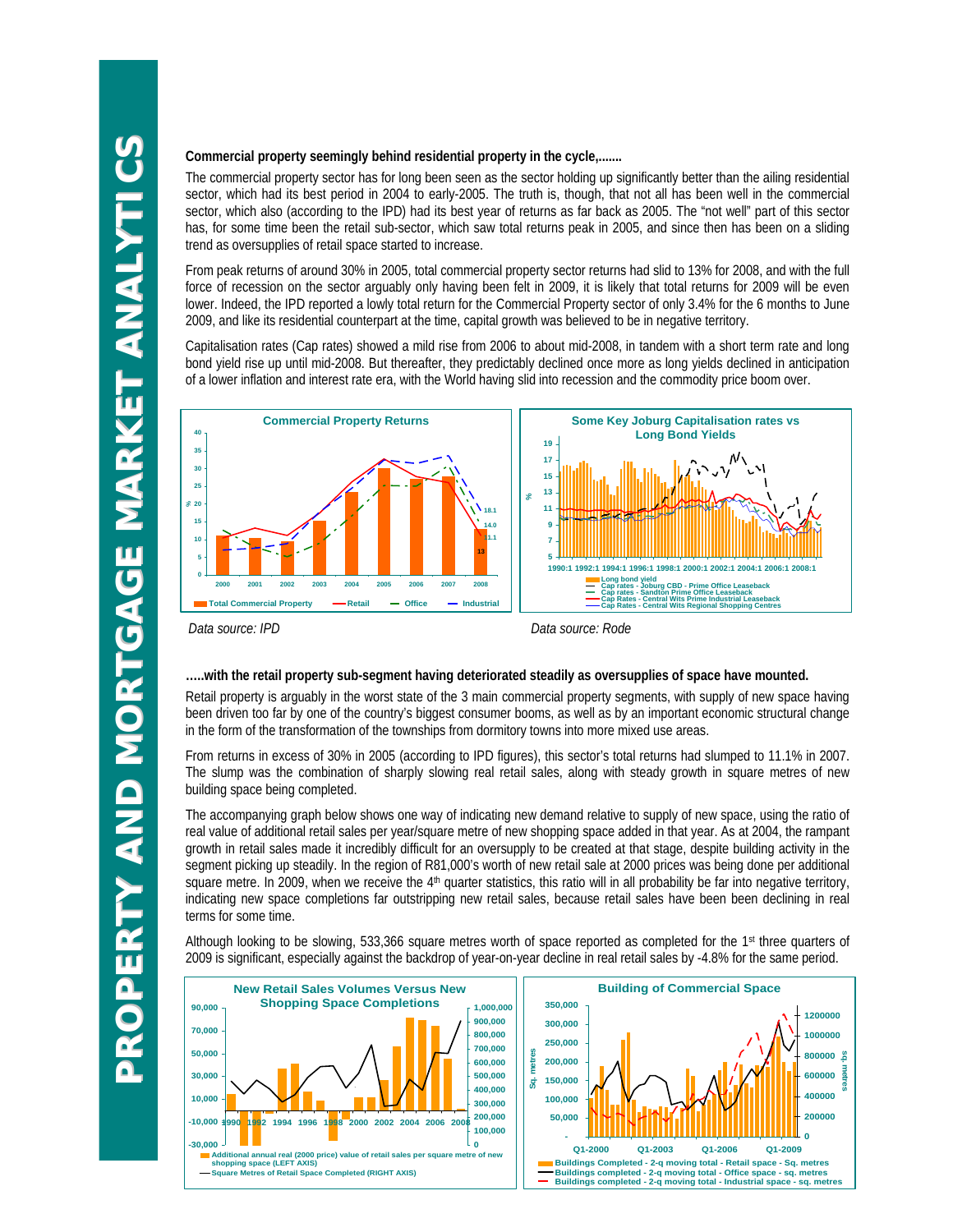**Commercial property seemingly behind residential property in the cycle,.......**

The commercial property sector has for long been seen as the sector holding up significantly better than the ailing residential sector, which had its best period in 2004 to early-2005. The truth is, though, that not all has been well in the commercial sector, which also (according to the IPD) had its best year of returns as far back as 2005. The "not well" part of this sector has, for some time been the retail sub-sector, which saw total returns peak in 2005, and since then has been on a sliding trend as oversupplies of retail space started to increase.

From peak returns of around 30% in 2005, total commercial property sector returns had slid to 13% for 2008, and with the full force of recession on the sector arguably only having been felt in 2009, it is likely that total returns for 2009 will be even lower. Indeed, the IPD reported a lowly total return for the Commercial Property sector of only 3.4% for the 6 months to June 2009, and like its residential counterpart at the time, capital growth was believed to be in negative territory.

Capitalisation rates (Cap rates) showed a mild rise from 2006 to about mid-2008, in tandem with a short term rate and long bond yield rise up until mid-2008. But thereafter, they predictably declined once more as long yields declined in anticipation of a lower inflation and interest rate era, with the World having slid into recession and the commodity price boom over.

*Data source: IPD*

*Data source: Rode*

**.....with the retail property sub-segment having deteriorated steadily as oversupplies of space have mounted.**

Retail property is arguably in the worst state of the 3 main commercial property segments, with supply of new space having been driven too far by one of the country's biggest consumer booms, as well as by an important economic structural change in the form of the transformation of the townships from dormitory towns into more mixed use areas.

From returns in excess of 30% in 2005 (according to IPD figures), this sector's total returns had slumped to 11.1% in 2007. The slump was the combination of sharply slowing real retail sales, along with steady growth in square metres of new building space being completed.

The accompanying graph below shows one way of indicating new demand relative to supply of new space, using the ratio of real value of additional retail sales per year/square metre of new shopping space added in that year. As at 2004, the rampant growth in retail sales made it incredibly difficult for an oversupply to be created at that stage, despite building activity in the segment picking up steadily. In the region of R81,000's worth of new retail sale at 2000 prices was being done per additional square metre. In 2009, when we receive the 4th quarter statistics, this ratio will in all probability be far into negative territory, indicating new space completions far outstripping new retail sales, because retail sales have been declining in real terms for some time.

Although looking to be slowing, 533,366 square metres worth of space reported as completed for the 1st three quarters of 2009 is significant, especially against the backdrop of year-on-year decline in real retail sales by -4.8% for the same period.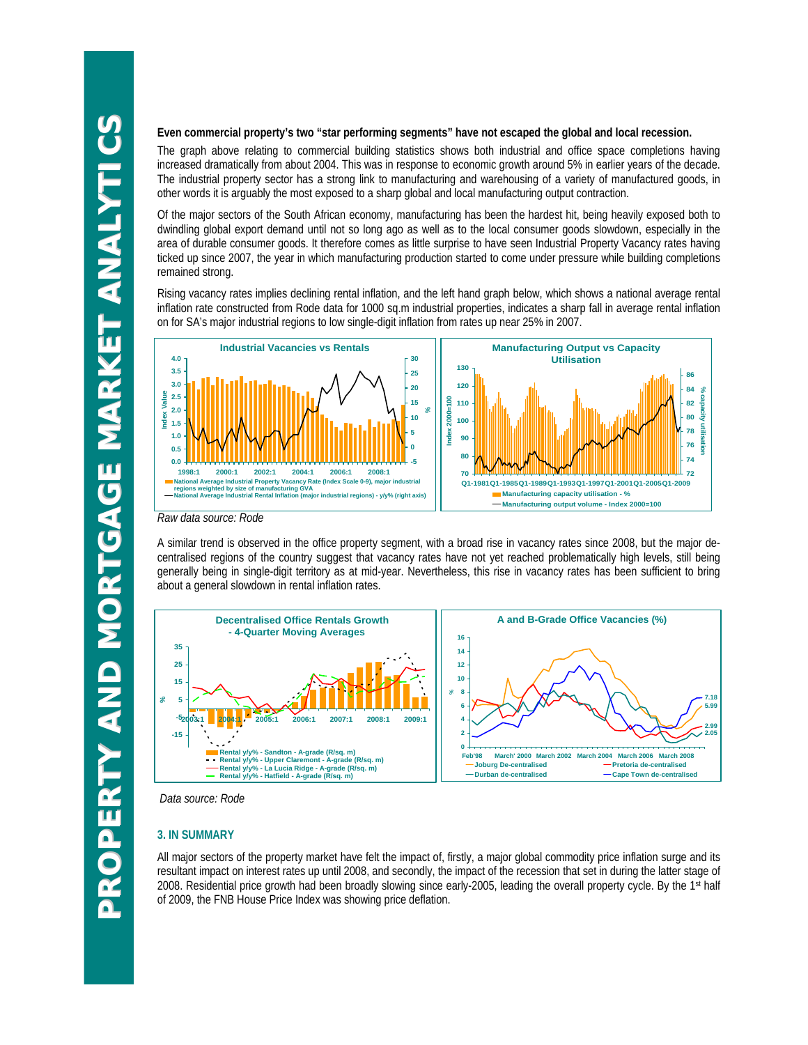**Even commercial property's two "star performing segments" have not escaped the global and local recession.**

The graph above relating to commercial building statistics shows both industrial and office space completions having increased dramatically from about 2004. This was in response to economic growth around 5% in earlier years of the decade. The industrial property sector has a strong link to manufacturing and warehousing of a variety of manufactured goods, in other words it is arguably the most exposed to a sharp global and local manufacturing output contraction.

Of the major sectors of the South African economy, manufacturing has been the hardest hit, being heavily exposed both to dwindling global export demand until not so long ago as well as to the local consumer goods slowdown, especially in the area of durable consumer goods. It therefore comes as little surprise to have seen Industrial Property Vacancy rates having ticked up since 2007, the year in which manufacturing production started to come under pressure while building completions remained strong.

Rising vacancy rates implies declining rental inflation, and the left hand graph below, which shows a national average rental inflation rate constructed from Rode data for 1000 sq.m industrial properties, indicates a sharp fall in average rental inflation on for SA's major industrial regions to low single-digit inflation from rates up near 25% in 2007.

**Industrial Vacancies vs Rentals**

- National Average Industrial Property Vacancy Rate (Index Scale 0-9), major industrial regions weighted by size of manufacturing GVA
- National Average Industrial Rental Inflation (major industrial regions) - y/y% (right axis)

**Manufacturing Output vs Capacity Utilisation**

- Manufacturing capacity utilisation - %
- Manufacturing output volume - Index 2000=100

*Raw data source: Rode*

A similar trend is observed in the office property segment, with a broad rise in vacancy rates since 2008, but the major de-centralised regions of the country suggest that vacancy rates have not yet reached problematically high levels, still being generally being in single-digit territory as at mid-year. Nevertheless, this rise in vacancy rates has been sufficient to bring about a general slowdown in rental inflation rates.

**Decentralised Office Rentals Growth - 4-Quarter Moving Averages**

- Rental y/y% - Sandton - A-grade (R/sq. m)
- Rental y/y% - Upper Claremont - A-grade (R/sq. m)
- Rental y/y% - La Lucia Ridge - A-grade (R/sq. m)
- Rental y/y% - Hatfield - A-grade (R/sq. m)

**A and B-Grade Office Vacancies (%)**

- Joburg De-centralised
- Pretoria de-centralised
- Durban de-centralised
- Cape Town de-centralised

*Data source: Rode*

## 3. IN SUMMARY

All major sectors of the property market have felt the impact of, firstly, a major global commodity price inflation surge and its resultant impact on interest rates up until 2008, and secondly, the impact of the recession that set in during the latter stage of 2008. Residential price growth had been broadly slowing since early-2005, leading the overall property cycle. By the 1st half of 2009, the FNB House Price Index was showing price deflation.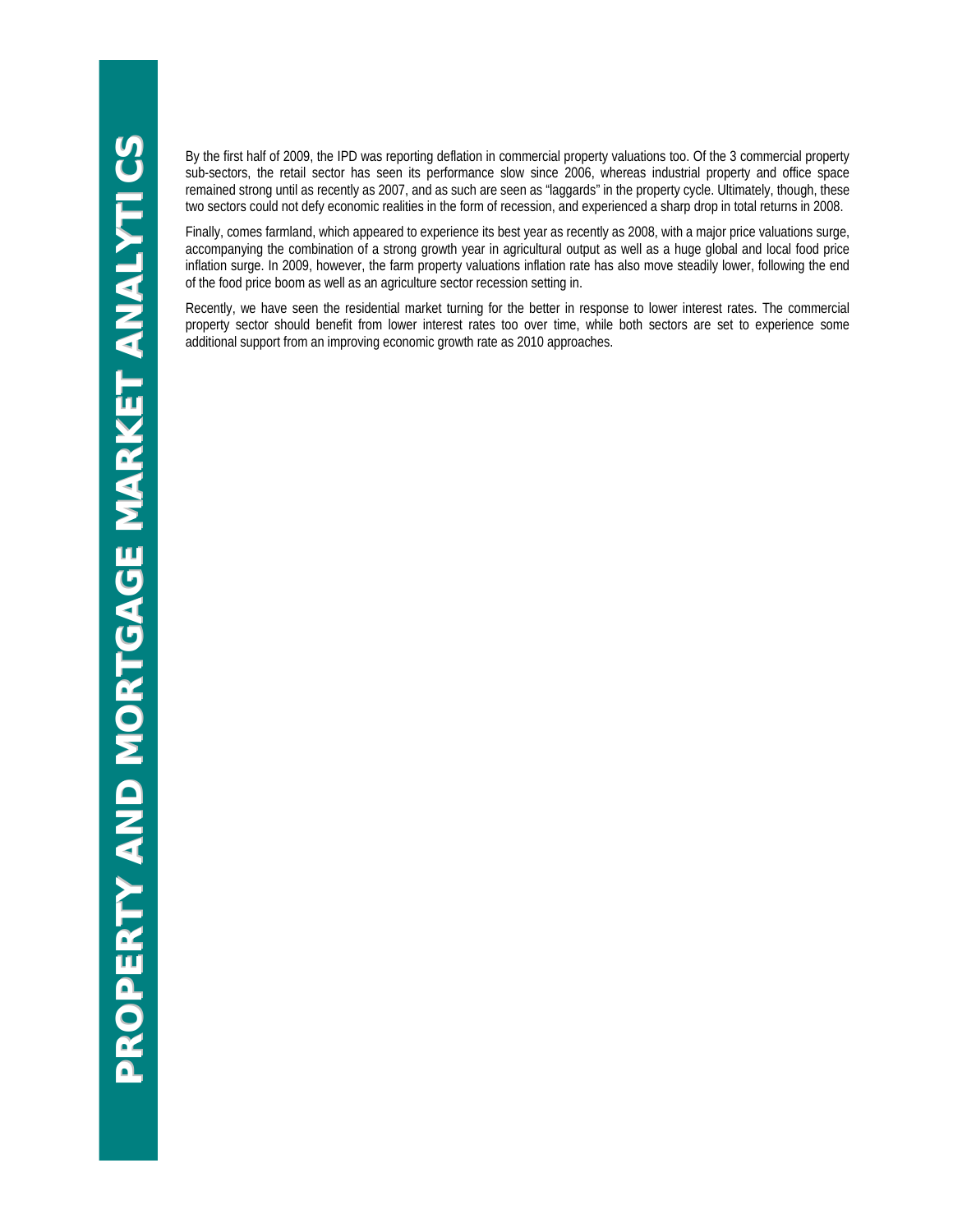By the first half of 2009, the IPD was reporting deflation in commercial property valuations too. Of the 3 commercial property sub-sectors, the retail sector has seen its performance slow since 2006, whereas industrial property and office space remained strong until as recently as 2007, and as such are seen as "laggards" in the property cycle. Ultimately, though, these two sectors could not defy economic realities in the form of recession, and experienced a sharp drop in total returns in 2008.

Finally, comes farmland, which appeared to experience its best year as recently as 2008, with a major price valuations surge, accompanying the combination of a strong growth year in agricultural output as well as a huge global and local food price inflation surge. In 2009, however, the farm property valuations inflation rate has also move steadily lower, following the end of the food price boom as well as an agriculture sector recession setting in.

Recently, we have seen the residential market turning for the better in response to lower interest rates. The commercial property sector should benefit from lower interest rates too over time, while both sectors are set to experience some additional support from an improving economic growth rate as 2010 approaches.